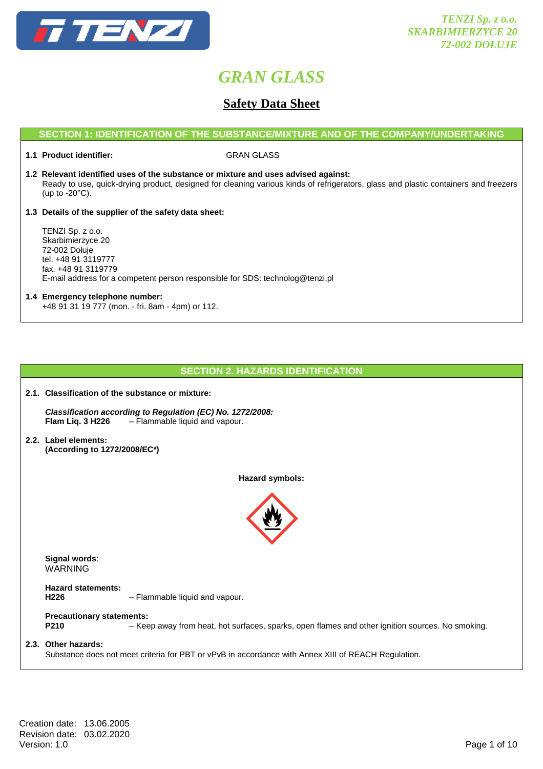# GRAN GLASS

## Safety Data Sheet

## SECTION 1: IDENTIFICATION OF THE SUBSTANCE/MIXTURE AND OF THE COMPANY/UNDERTAKING

**1.1 Product identifier:** GRAN GLASS

**1.2 Relevant identified uses of the substance or mixture and uses advised against:**
Ready to use, quick-drying product, designed for cleaning various kinds of refrigerators, glass and plastic containers and freezers (up to -20°C).

**1.3 Details of the supplier of the safety data sheet:**

TENZI Sp. z o.o.
Skarbimierzyce 20
72-002 Dołuje
tel. +48 91 3119777
fax. +48 91 3119779
E-mail address for a competent person responsible for SDS: technolog@tenzi.pl

**1.4 Emergency telephone number:**
+48 91 31 19 777 (mon. - fri. 8am - 4pm) or 112.

## SECTION 2. HAZARDS IDENTIFICATION

**2.1. Classification of the substance or mixture:**

***Classification according to Regulation (EC) No. 1272/2008:***
**Flam Liq. 3 H226** – Flammable liquid and vapour.

**2.2. Label elements:**
**(According to 1272/2008/EC*)**

**Hazard symbols:**

**Signal words**:
WARNING

**Hazard statements:**
**H226** – Flammable liquid and vapour.

**Precautionary statements:**
**P210** – Keep away from heat, hot surfaces, sparks, open flames and other ignition sources. No smoking.

**2.3. Other hazards:**
Substance does not meet criteria for PBT or vPvB in accordance with Annex XIII of REACH Regulation.

Creation date: 13.06.2005
Revision date: 03.02.2020
Version: 1.0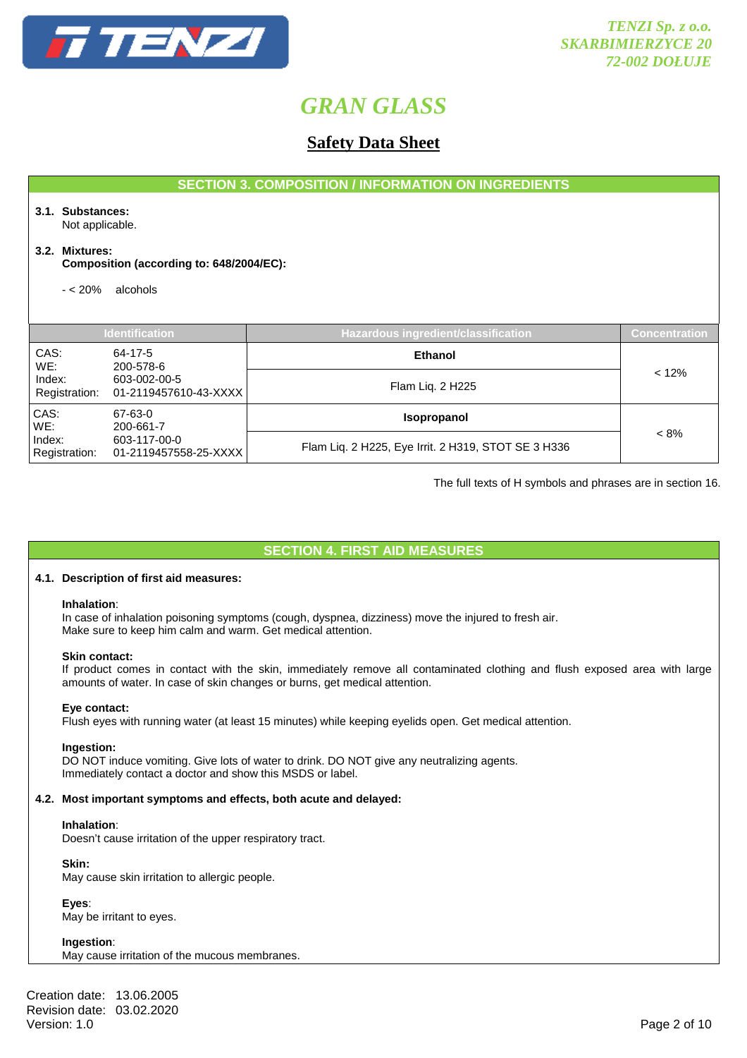## SECTION 3. COMPOSITION / INFORMATION ON INGREDIENTS

**3.1. Substances:**
Not applicable.

**3.2. Mixtures:**
**Composition (according to: 648/2004/EC):**

- < 20% alcohols

| Identification | | Hazardous ingredient/classification | Concentration |
|---|---|---|---|
| CAS: | 64-17-5 | **Ethanol** | < 12% |
| WE: | 200-578-6 | | |
| Index: | 603-002-00-5 | Flam Liq. 2 H225 | |
| Registration: | 01-2119457610-43-XXXX | | |
| CAS: | 67-63-0 | **Isopropanol** | < 8% |
| WE: | 200-661-7 | | |
| Index: | 603-117-00-0 | Flam Liq. 2 H225, Eye Irrit. 2 H319, STOT SE 3 H336 | |
| Registration: | 01-2119457558-25-XXXX | | |

The full texts of H symbols and phrases are in section 16.

## SECTION 4. FIRST AID MEASURES

**4.1. Description of first aid measures:**

**Inhalation**:
In case of inhalation poisoning symptoms (cough, dyspnea, dizziness) move the injured to fresh air.
Make sure to keep him calm and warm. Get medical attention.

**Skin contact:**
If product comes in contact with the skin, immediately remove all contaminated clothing and flush exposed area with large amounts of water. In case of skin changes or burns, get medical attention.

**Eye contact:**
Flush eyes with running water (at least 15 minutes) while keeping eyelids open. Get medical attention.

**Ingestion:**
DO NOT induce vomiting. Give lots of water to drink. DO NOT give any neutralizing agents.
Immediately contact a doctor and show this MSDS or label.

**4.2. Most important symptoms and effects, both acute and delayed:**

**Inhalation**:
Doesn't cause irritation of the upper respiratory tract.

**Skin:**
May cause skin irritation to allergic people.

**Eyes**:
May be irritant to eyes.

**Ingestion**:
May cause irritation of the mucous membranes.

Creation date: 13.06.2005
Revision date: 03.02.2020
Version: 1.0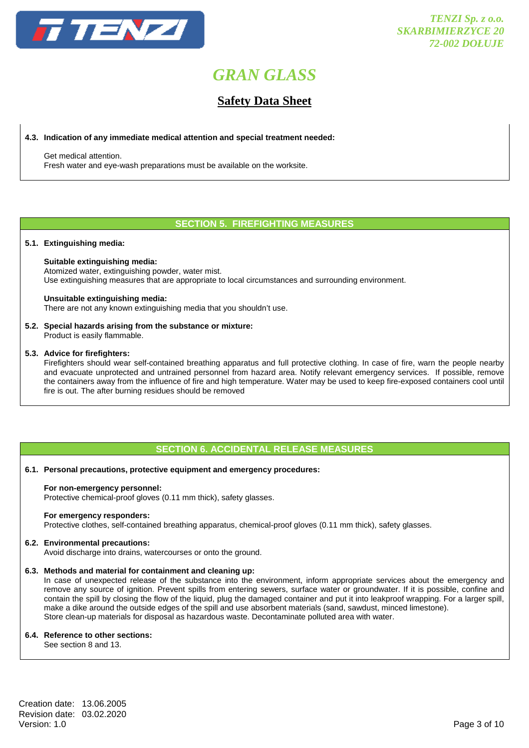**4.3. Indication of any immediate medical attention and special treatment needed:**

Get medical attention.
Fresh water and eye-wash preparations must be available on the worksite.

## SECTION 5. FIREFIGHTING MEASURES

**5.1. Extinguishing media:**

**Suitable extinguishing media:**
Atomized water, extinguishing powder, water mist.
Use extinguishing measures that are appropriate to local circumstances and surrounding environment.

**Unsuitable extinguishing media:**
There are not any known extinguishing media that you shouldn't use.

**5.2. Special hazards arising from the substance or mixture:**
Product is easily flammable.

**5.3. Advice for firefighters:**
Firefighters should wear self-contained breathing apparatus and full protective clothing. In case of fire, warn the people nearby and evacuate unprotected and untrained personnel from hazard area. Notify relevant emergency services. If possible, remove the containers away from the influence of fire and high temperature. Water may be used to keep fire-exposed containers cool until fire is out. The after burning residues should be removed

## SECTION 6. ACCIDENTAL RELEASE MEASURES

**6.1. Personal precautions, protective equipment and emergency procedures:**

**For non-emergency personnel:**
Protective chemical-proof gloves (0.11 mm thick), safety glasses.

**For emergency responders:**
Protective clothes, self-contained breathing apparatus, chemical-proof gloves (0.11 mm thick), safety glasses.

**6.2. Environmental precautions:**
Avoid discharge into drains, watercourses or onto the ground.

**6.3. Methods and material for containment and cleaning up:**
In case of unexpected release of the substance into the environment, inform appropriate services about the emergency and remove any source of ignition. Prevent spills from entering sewers, surface water or groundwater. If it is possible, confine and contain the spill by closing the flow of the liquid, plug the damaged container and put it into leakproof wrapping. For a larger spill, make a dike around the outside edges of the spill and use absorbent materials (sand, sawdust, minced limestone).
Store clean-up materials for disposal as hazardous waste. Decontaminate polluted area with water.

**6.4. Reference to other sections:**
See section 8 and 13.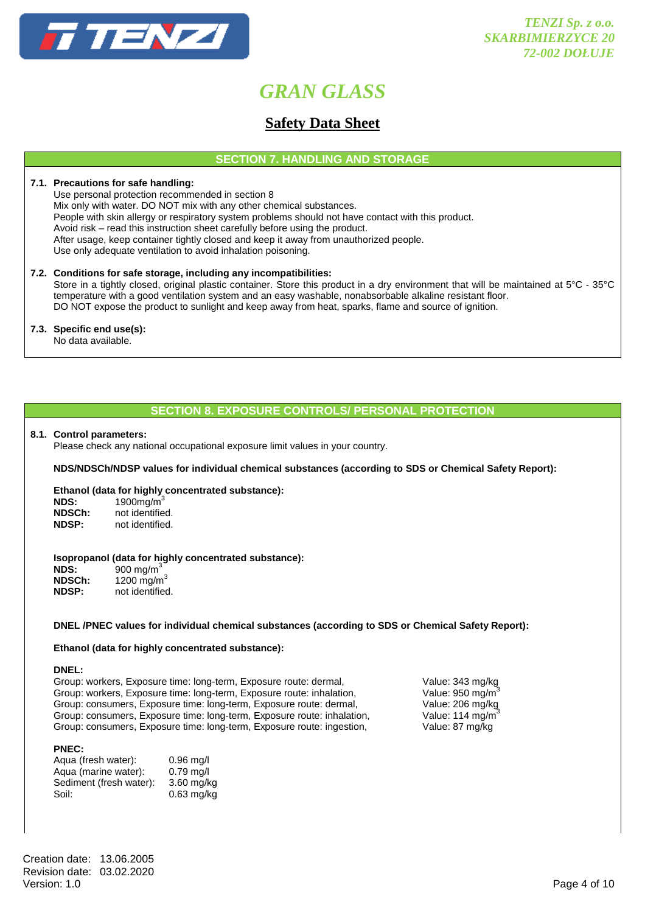## SECTION 7. HANDLING AND STORAGE

**7.1. Precautions for safe handling:**

Use personal protection recommended in section 8
Mix only with water. DO NOT mix with any other chemical substances.
People with skin allergy or respiratory system problems should not have contact with this product.
Avoid risk – read this instruction sheet carefully before using the product.
After usage, keep container tightly closed and keep it away from unauthorized people.
Use only adequate ventilation to avoid inhalation poisoning.

**7.2. Conditions for safe storage, including any incompatibilities:**

Store in a tightly closed, original plastic container. Store this product in a dry environment that will be maintained at 5°C - 35°C temperature with a good ventilation system and an easy washable, nonabsorbable alkaline resistant floor.
DO NOT expose the product to sunlight and keep away from heat, sparks, flame and source of ignition.

**7.3. Specific end use(s):**

No data available.

## SECTION 8. EXPOSURE CONTROLS/ PERSONAL PROTECTION

**8.1. Control parameters:**

Please check any national occupational exposure limit values in your country.

**NDS/NDSCh/NDSP values for individual chemical substances (according to SDS or Chemical Safety Report):**

**Ethanol (data for highly concentrated substance):**

| | |
|---|---|
| **NDS:** | 1900mg/m$^3$ |
| **NDSCh:** | not identified. |
| **NDSP:** | not identified. |

**Isopropanol (data for highly concentrated substance):**

| | |
|---|---|
| **NDS:** | 900 mg/m$^3$ |
| **NDSCh:** | 1200 mg/m$^3$ |
| **NDSP:** | not identified. |

**DNEL /PNEC values for individual chemical substances (according to SDS or Chemical Safety Report):**

**Ethanol (data for highly concentrated substance):**

**DNEL:**

| | |
|---|---|
| Group: workers, Exposure time: long-term, Exposure route: dermal, | Value: 343 mg/kg |
| Group: workers, Exposure time: long-term, Exposure route: inhalation, | Value: 950 mg/m$^3$ |
| Group: consumers, Exposure time: long-term, Exposure route: dermal, | Value: 206 mg/kg |
| Group: consumers, Exposure time: long-term, Exposure route: inhalation, | Value: 114 mg/m$^3$ |
| Group: consumers, Exposure time: long-term, Exposure route: ingestion, | Value: 87 mg/kg |

**PNEC:**

| | |
|---|---|
| Aqua (fresh water): | 0.96 mg/l |
| Aqua (marine water): | 0.79 mg/l |
| Sediment (fresh water): | 3.60 mg/kg |
| Soil: | 0.63 mg/kg |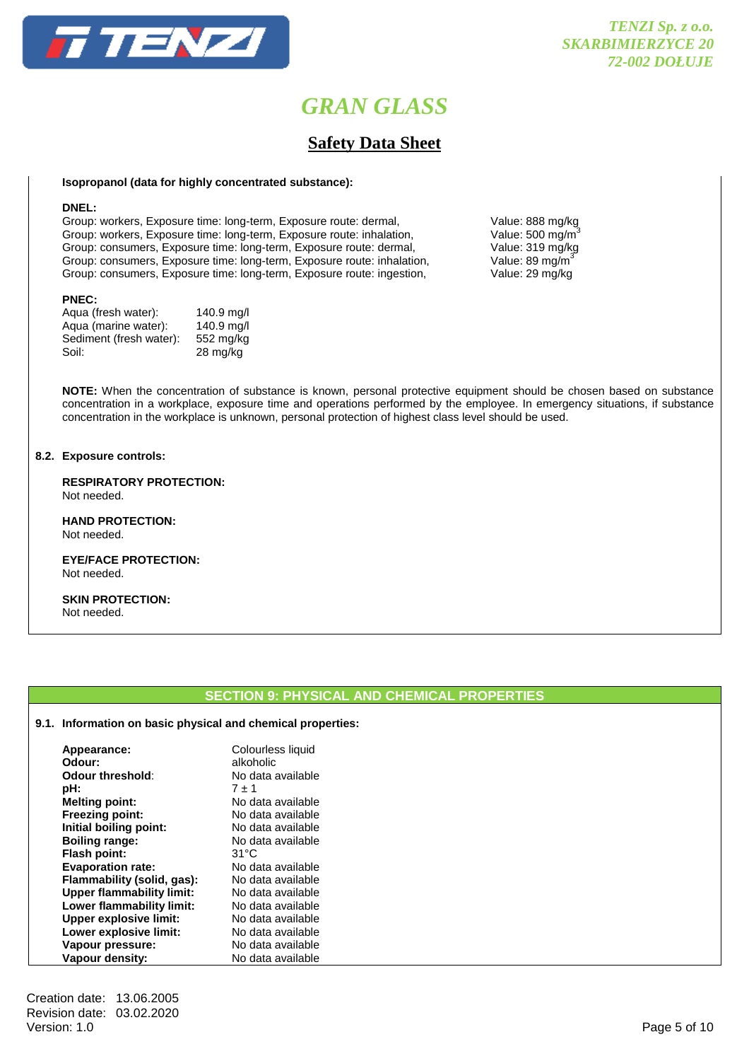**Isopropanol (data for highly concentrated substance):**

**DNEL:**

| Group | Value |
|---|---|
| Group: workers, Exposure time: long-term, Exposure route: dermal, | Value: 888 mg/kg |
| Group: workers, Exposure time: long-term, Exposure route: inhalation, | Value: 500 mg/m$^3$ |
| Group: consumers, Exposure time: long-term, Exposure route: dermal, | Value: 319 mg/kg |
| Group: consumers, Exposure time: long-term, Exposure route: inhalation, | Value: 89 mg/m$^3$ |
| Group: consumers, Exposure time: long-term, Exposure route: ingestion, | Value: 29 mg/kg |

**PNEC:**

| | |
|---|---|
| Aqua (fresh water): | 140.9 mg/l |
| Aqua (marine water): | 140.9 mg/l |
| Sediment (fresh water): | 552 mg/kg |
| Soil: | 28 mg/kg |

**NOTE:** When the concentration of substance is known, personal protective equipment should be chosen based on substance concentration in a workplace, exposure time and operations performed by the employee. In emergency situations, if substance concentration in the workplace is unknown, personal protection of highest class level should be used.

**8.2. Exposure controls:**

**RESPIRATORY PROTECTION:**
Not needed.

**HAND PROTECTION:**
Not needed.

**EYE/FACE PROTECTION:**
Not needed.

**SKIN PROTECTION:**
Not needed.

## SECTION 9: PHYSICAL AND CHEMICAL PROPERTIES

**9.1. Information on basic physical and chemical properties:**

| | |
|---|---|
| **Appearance:** | Colourless liquid |
| **Odour:** | alkoholic |
| **Odour threshold**: | No data available |
| **pH:** | 7 ± 1 |
| **Melting point:** | No data available |
| **Freezing point:** | No data available |
| **Initial boiling point:** | No data available |
| **Boiling range:** | No data available |
| **Flash point:** | 31°C |
| **Evaporation rate:** | No data available |
| **Flammability (solid, gas):** | No data available |
| **Upper flammability limit:** | No data available |
| **Lower flammability limit:** | No data available |
| **Upper explosive limit:** | No data available |
| **Lower explosive limit:** | No data available |
| **Vapour pressure:** | No data available |
| **Vapour density:** | No data available |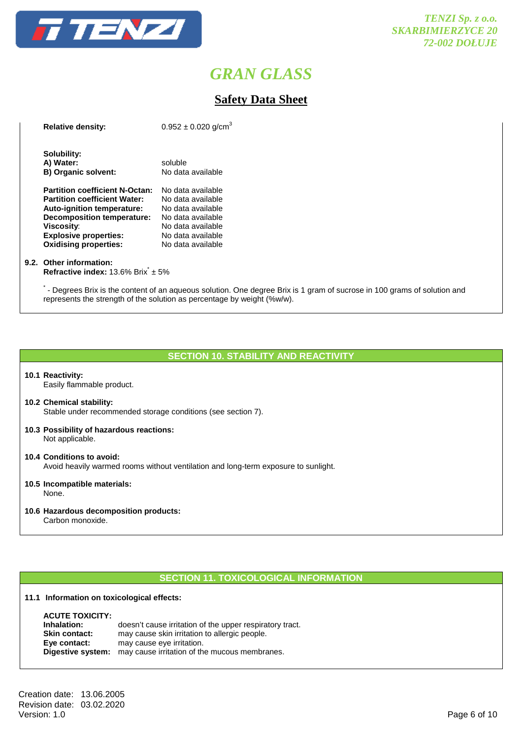| | |
|---|---|
| **Relative density:** | 0.952 ± 0.020 g/cm$^3$ |
| **Solubility:** | |
| **A) Water:** | soluble |
| **B) Organic solvent:** | No data available |
| **Partition coefficient N-Octan:** | No data available |
| **Partition coefficient Water:** | No data available |
| **Auto-ignition temperature:** | No data available |
| **Decomposition temperature:** | No data available |
| **Viscosity**: | No data available |
| **Explosive properties:** | No data available |
| **Oxidising properties:** | No data available |

**9.2. Other information:**
**Refractive index:** 13.6% Brix* ± 5%

* - Degrees Brix is the content of an aqueous solution. One degree Brix is 1 gram of sucrose in 100 grams of solution and represents the strength of the solution as percentage by weight (%w/w).

## SECTION 10. STABILITY AND REACTIVITY

**10.1 Reactivity:**
Easily flammable product.

**10.2 Chemical stability:**
Stable under recommended storage conditions (see section 7).

**10.3 Possibility of hazardous reactions:**
Not applicable.

**10.4 Conditions to avoid:**
Avoid heavily warmed rooms without ventilation and long-term exposure to sunlight.

**10.5 Incompatible materials:**
None.

**10.6 Hazardous decomposition products:**
Carbon monoxide.

## SECTION 11. TOXICOLOGICAL INFORMATION

**11.1 Information on toxicological effects:**

**ACUTE TOXICITY:**

| | |
|---|---|
| **Inhalation:** | doesn't cause irritation of the upper respiratory tract. |
| **Skin contact:** | may cause skin irritation to allergic people. |
| **Eye contact:** | may cause eye irritation. |
| **Digestive system:** | may cause irritation of the mucous membranes. |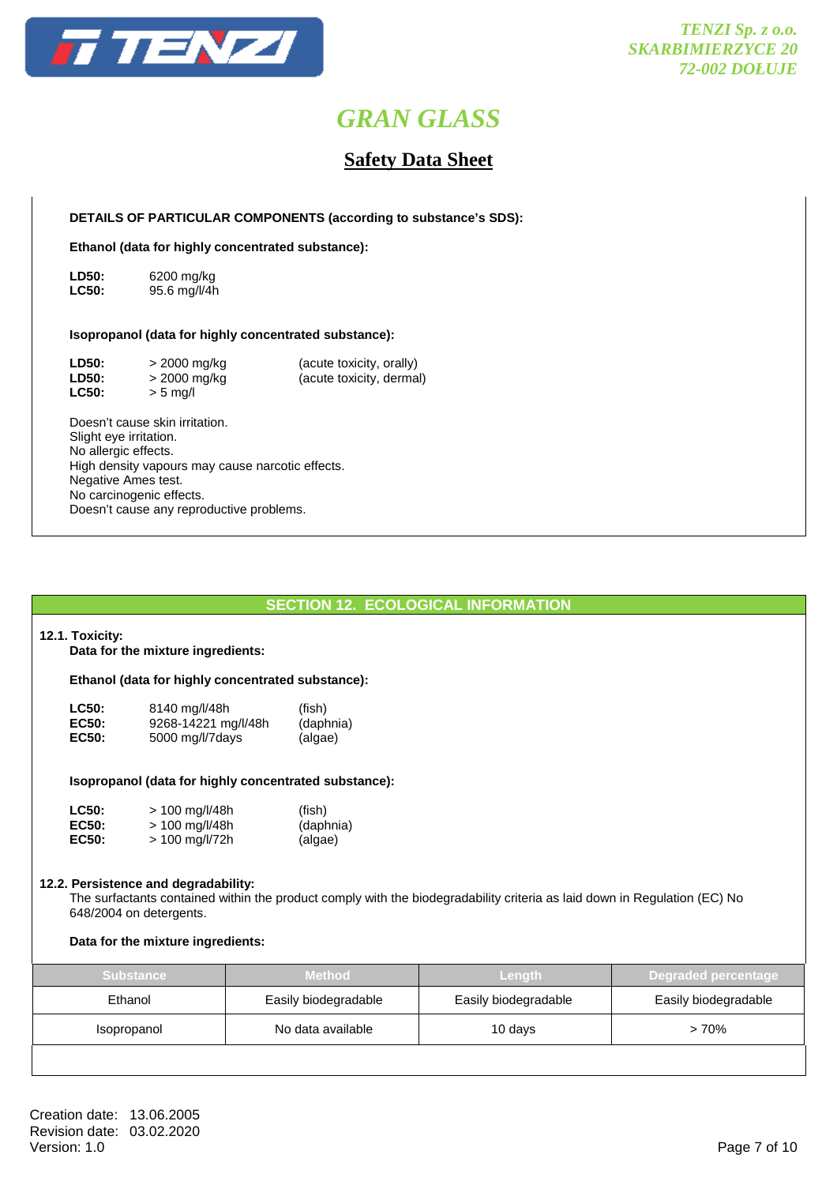**DETAILS OF PARTICULAR COMPONENTS (according to substance's SDS):**

**Ethanol (data for highly concentrated substance):**

| | |
|---|---|
| **LD50:** | 6200 mg/kg |
| **LC50:** | 95.6 mg/l/4h |

**Isopropanol (data for highly concentrated substance):**

| | | |
|---|---|---|
| **LD50:** | > 2000 mg/kg | (acute toxicity, orally) |
| **LD50:** | > 2000 mg/kg | (acute toxicity, dermal) |
| **LC50:** | > 5 mg/l | |

Doesn't cause skin irritation.
Slight eye irritation.
No allergic effects.
High density vapours may cause narcotic effects.
Negative Ames test.
No carcinogenic effects.
Doesn't cause any reproductive problems.

## SECTION 12. ECOLOGICAL INFORMATION

**12.1. Toxicity:**
**Data for the mixture ingredients:**

**Ethanol (data for highly concentrated substance):**

| | | |
|---|---|---|
| **LC50:** | 8140 mg/l/48h | (fish) |
| **EC50:** | 9268-14221 mg/l/48h | (daphnia) |
| **EC50:** | 5000 mg/l/7days | (algae) |

**Isopropanol (data for highly concentrated substance):**

| | | |
|---|---|---|
| **LC50:** | > 100 mg/l/48h | (fish) |
| **EC50:** | > 100 mg/l/48h | (daphnia) |
| **EC50:** | > 100 mg/l/72h | (algae) |

**12.2. Persistence and degradability:**
The surfactants contained within the product comply with the biodegradability criteria as laid down in Regulation (EC) No 648/2004 on detergents.

**Data for the mixture ingredients:**

| Substance | Method | Length | Degraded percentage |
|---|---|---|---|
| Ethanol | Easily biodegradable | Easily biodegradable | Easily biodegradable |
| Isopropanol | No data available | 10 days | > 70% |

Creation date: 13.06.2005
Revision date: 03.02.2020
Version: 1.0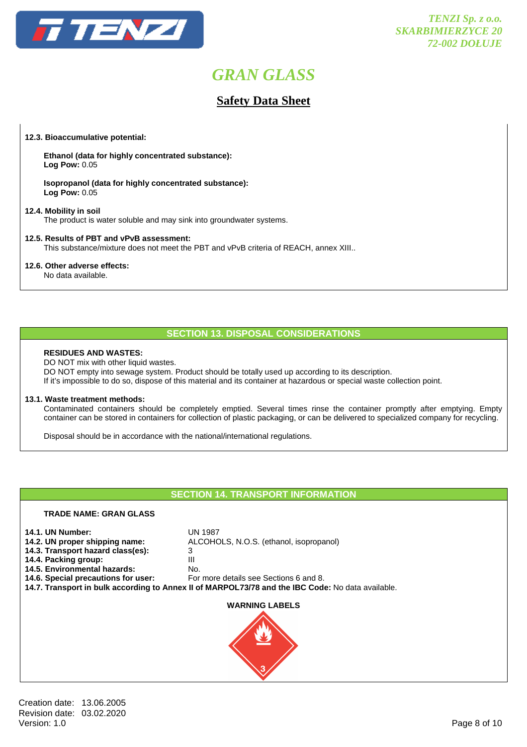**12.3. Bioaccumulative potential:**

**Ethanol (data for highly concentrated substance):**
**Log Pow:** 0.05

**Isopropanol (data for highly concentrated substance):**
**Log Pow:** 0.05

**12.4. Mobility in soil**
The product is water soluble and may sink into groundwater systems.

**12.5. Results of PBT and vPvB assessment:**
This substance/mixture does not meet the PBT and vPvB criteria of REACH, annex XIII..

**12.6. Other adverse effects:**
No data available.

## SECTION 13. DISPOSAL CONSIDERATIONS

**RESIDUES AND WASTES:**
DO NOT mix with other liquid wastes.
DO NOT empty into sewage system. Product should be totally used up according to its description.
If it's impossible to do so, dispose of this material and its container at hazardous or special waste collection point.

**13.1. Waste treatment methods:**
Contaminated containers should be completely emptied. Several times rinse the container promptly after emptying. Empty container can be stored in containers for collection of plastic packaging, or can be delivered to specialized company for recycling.

Disposal should be in accordance with the national/international regulations.

## SECTION 14. TRANSPORT INFORMATION

**TRADE NAME: GRAN GLASS**

**14.1. UN Number:** UN 1987
**14.2. UN proper shipping name:** ALCOHOLS, N.O.S. (ethanol, isopropanol)
**14.3. Transport hazard class(es):** 3
**14.4. Packing group:** III
**14.5. Environmental hazards:** No.
**14.6. Special precautions for user:** For more details see Sections 6 and 8.
**14.7. Transport in bulk according to Annex II of MARPOL73/78 and the IBC Code:** No data available.

**WARNING LABELS**

3

Creation date: 13.06.2005
Revision date: 03.02.2020
Version: 1.0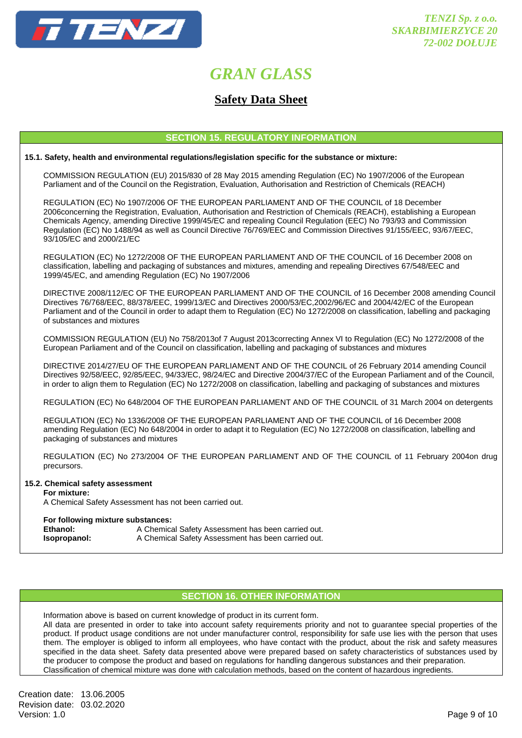# GRAN GLASS

## Safety Data Sheet

### SECTION 15. REGULATORY INFORMATION

**15.1. Safety, health and environmental regulations/legislation specific for the substance or mixture:**

COMMISSION REGULATION (EU) 2015/830 of 28 May 2015 amending Regulation (EC) No 1907/2006 of the European Parliament and of the Council on the Registration, Evaluation, Authorisation and Restriction of Chemicals (REACH)

REGULATION (EC) No 1907/2006 OF THE EUROPEAN PARLIAMENT AND OF THE COUNCIL of 18 December 2006concerning the Registration, Evaluation, Authorisation and Restriction of Chemicals (REACH), establishing a European Chemicals Agency, amending Directive 1999/45/EC and repealing Council Regulation (EEC) No 793/93 and Commission Regulation (EC) No 1488/94 as well as Council Directive 76/769/EEC and Commission Directives 91/155/EEC, 93/67/EEC, 93/105/EC and 2000/21/EC

REGULATION (EC) No 1272/2008 OF THE EUROPEAN PARLIAMENT AND OF THE COUNCIL of 16 December 2008 on classification, labelling and packaging of substances and mixtures, amending and repealing Directives 67/548/EEC and 1999/45/EC, and amending Regulation (EC) No 1907/2006

DIRECTIVE 2008/112/EC OF THE EUROPEAN PARLIAMENT AND OF THE COUNCIL of 16 December 2008 amending Council Directives 76/768/EEC, 88/378/EEC, 1999/13/EC and Directives 2000/53/EC,2002/96/EC and 2004/42/EC of the European Parliament and of the Council in order to adapt them to Regulation (EC) No 1272/2008 on classification, labelling and packaging of substances and mixtures

COMMISSION REGULATION (EU) No 758/2013of 7 August 2013correcting Annex VI to Regulation (EC) No 1272/2008 of the European Parliament and of the Council on classification, labelling and packaging of substances and mixtures

DIRECTIVE 2014/27/EU OF THE EUROPEAN PARLIAMENT AND OF THE COUNCIL of 26 February 2014 amending Council Directives 92/58/EEC, 92/85/EEC, 94/33/EC, 98/24/EC and Directive 2004/37/EC of the European Parliament and of the Council, in order to align them to Regulation (EC) No 1272/2008 on classification, labelling and packaging of substances and mixtures

REGULATION (EC) No 648/2004 OF THE EUROPEAN PARLIAMENT AND OF THE COUNCIL of 31 March 2004 on detergents

REGULATION (EC) No 1336/2008 OF THE EUROPEAN PARLIAMENT AND OF THE COUNCIL of 16 December 2008 amending Regulation (EC) No 648/2004 in order to adapt it to Regulation (EC) No 1272/2008 on classification, labelling and packaging of substances and mixtures

REGULATION (EC) No 273/2004 OF THE EUROPEAN PARLIAMENT AND OF THE COUNCIL of 11 February 2004on drug precursors.

**15.2. Chemical safety assessment**

**For mixture:**
A Chemical Safety Assessment has not been carried out.

**For following mixture substances:**

**Ethanol:** A Chemical Safety Assessment has been carried out.
**Isopropanol:** A Chemical Safety Assessment has been carried out.

### SECTION 16. OTHER INFORMATION

Information above is based on current knowledge of product in its current form.
All data are presented in order to take into account safety requirements priority and not to guarantee special properties of the product. If product usage conditions are not under manufacturer control, responsibility for safe use lies with the person that uses them. The employer is obliged to inform all employees, who have contact with the product, about the risk and safety measures specified in the data sheet. Safety data presented above were prepared based on safety characteristics of substances used by the producer to compose the product and based on regulations for handling dangerous substances and their preparation.
Classification of chemical mixture was done with calculation methods, based on the content of hazardous ingredients.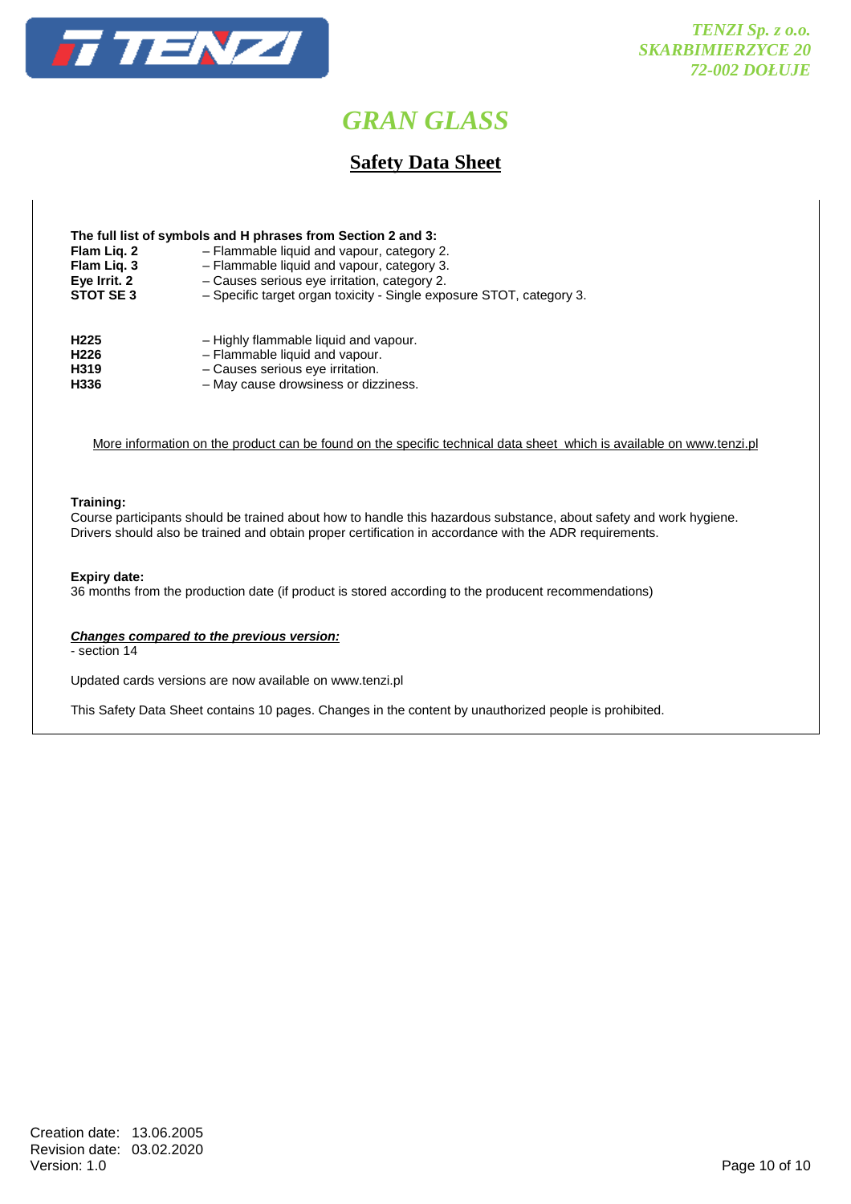**The full list of symbols and H phrases from Section 2 and 3:**

| | |
|---|---|
| **Flam Liq. 2** | – Flammable liquid and vapour, category 2. |
| **Flam Liq. 3** | – Flammable liquid and vapour, category 3. |
| **Eye Irrit. 2** | – Causes serious eye irritation, category 2. |
| **STOT SE 3** | – Specific target organ toxicity - Single exposure STOT, category 3. |

| | |
|---|---|
| **H225** | – Highly flammable liquid and vapour. |
| **H226** | – Flammable liquid and vapour. |
| **H319** | – Causes serious eye irritation. |
| **H336** | – May cause drowsiness or dizziness. |

More information on the product can be found on the specific technical data sheet which is available on www.tenzi.pl

**Training:**
Course participants should be trained about how to handle this hazardous substance, about safety and work hygiene. Drivers should also be trained and obtain proper certification in accordance with the ADR requirements.

**Expiry date:**
36 months from the production date (if product is stored according to the producent recommendations)

***Changes compared to the previous version:***
- section 14

Updated cards versions are now available on www.tenzi.pl

This Safety Data Sheet contains 10 pages. Changes in the content by unauthorized people is prohibited.